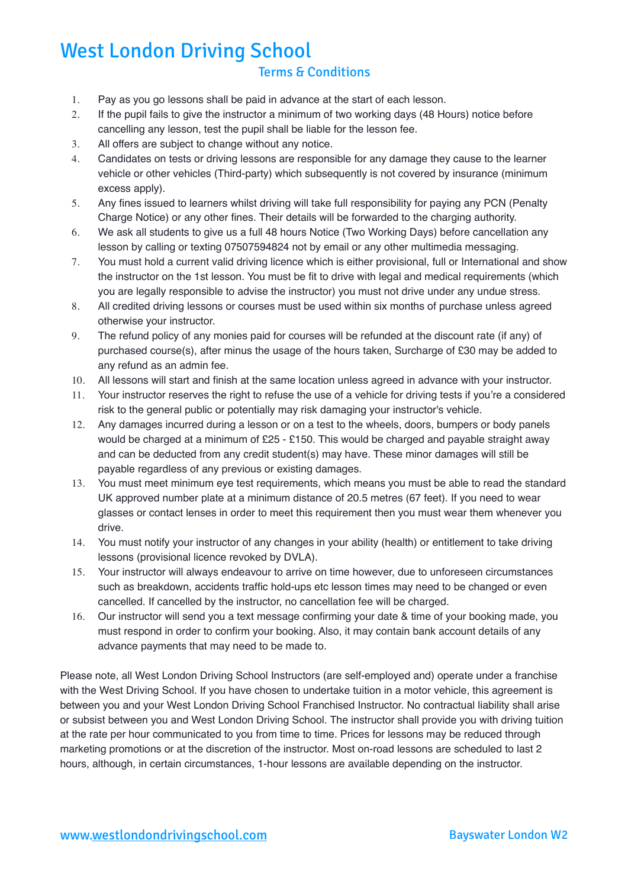# West London Driving School

## Terms & Conditions

1. Pay as you go lessons shall be paid in advance at the start of each lesson.
2. If the pupil fails to give the instructor a minimum of two working days (48 Hours) notice before cancelling any lesson, test the pupil shall be liable for the lesson fee.
3. All offers are subject to change without any notice.
4. Candidates on tests or driving lessons are responsible for any damage they cause to the learner vehicle or other vehicles (Third-party) which subsequently is not covered by insurance (minimum excess apply).
5. Any fines issued to learners whilst driving will take full responsibility for paying any PCN (Penalty Charge Notice) or any other fines. Their details will be forwarded to the charging authority.
6. We ask all students to give us a full 48 hours Notice (Two Working Days) before cancellation any lesson by calling or texting 07507594824 not by email or any other multimedia messaging.
7. You must hold a current valid driving licence which is either provisional, full or International and show the instructor on the 1st lesson. You must be fit to drive with legal and medical requirements (which you are legally responsible to advise the instructor) you must not drive under any undue stress.
8. All credited driving lessons or courses must be used within six months of purchase unless agreed otherwise your instructor.
9. The refund policy of any monies paid for courses will be refunded at the discount rate (if any) of purchased course(s), after minus the usage of the hours taken, Surcharge of £30 may be added to any refund as an admin fee.
10. All lessons will start and finish at the same location unless agreed in advance with your instructor.
11. Your instructor reserves the right to refuse the use of a vehicle for driving tests if you're a considered risk to the general public or potentially may risk damaging your instructor's vehicle.
12. Any damages incurred during a lesson or on a test to the wheels, doors, bumpers or body panels would be charged at a minimum of £25 - £150. This would be charged and payable straight away and can be deducted from any credit student(s) may have. These minor damages will still be payable regardless of any previous or existing damages.
13. You must meet minimum eye test requirements, which means you must be able to read the standard UK approved number plate at a minimum distance of 20.5 metres (67 feet). If you need to wear glasses or contact lenses in order to meet this requirement then you must wear them whenever you drive.
14. You must notify your instructor of any changes in your ability (health) or entitlement to take driving lessons (provisional licence revoked by DVLA).
15. Your instructor will always endeavour to arrive on time however, due to unforeseen circumstances such as breakdown, accidents traffic hold-ups etc lesson times may need to be changed or even cancelled. If cancelled by the instructor, no cancellation fee will be charged.
16. Our instructor will send you a text message confirming your date & time of your booking made, you must respond in order to confirm your booking. Also, it may contain bank account details of any advance payments that may need to be made to.

Please note, all West London Driving School Instructors (are self-employed and) operate under a franchise with the West Driving School. If you have chosen to undertake tuition in a motor vehicle, this agreement is between you and your West London Driving School Franchised Instructor. No contractual liability shall arise or subsist between you and West London Driving School. The instructor shall provide you with driving tuition at the rate per hour communicated to you from time to time. Prices for lessons may be reduced through marketing promotions or at the discretion of the instructor. Most on-road lessons are scheduled to last 2 hours, although, in certain circumstances, 1-hour lessons are available depending on the instructor.

www.westlondondrivingschool.com Bayswater London W2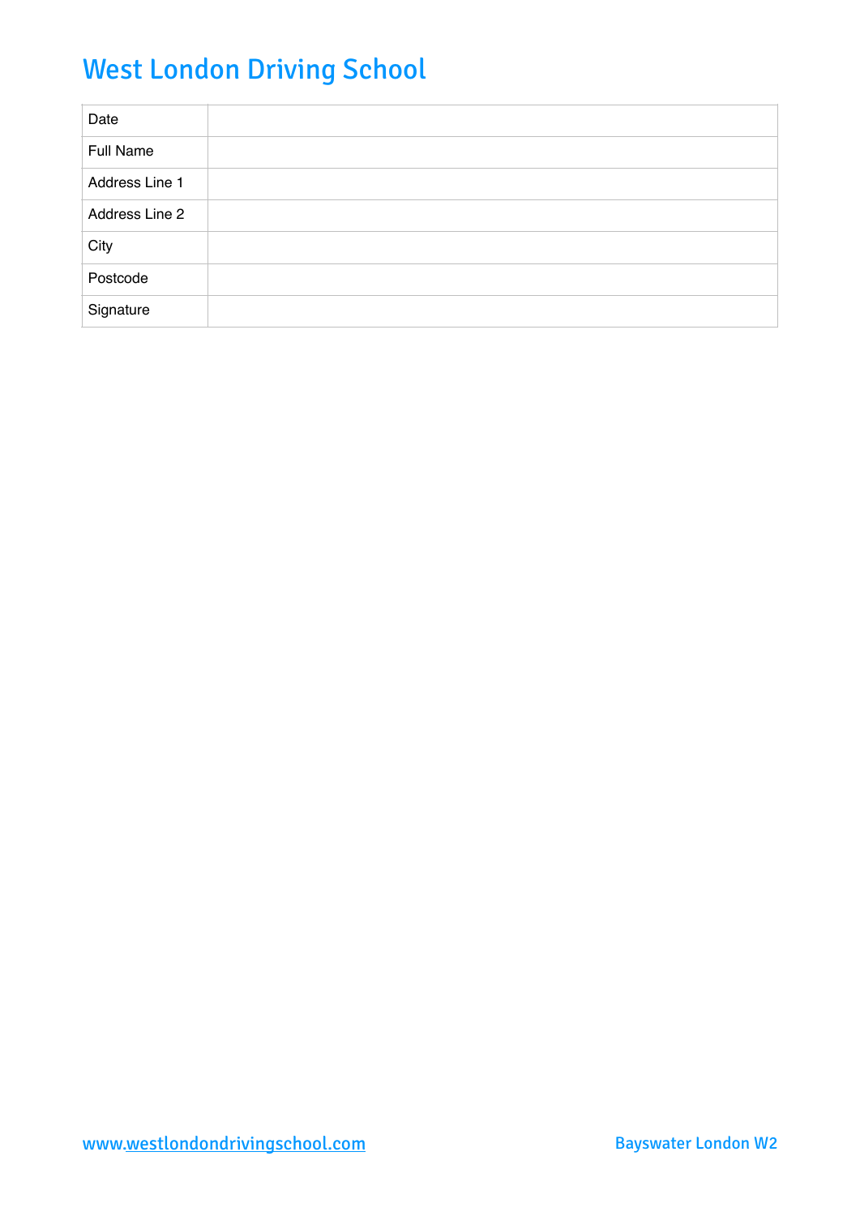# West London Driving School

| | |
|---|---|
| Date | |
| Full Name | |
| Address Line 1 | |
| Address Line 2 | |
| City | |
| Postcode | |
| Signature | |

www.westlondondrivingschool.com

Bayswater London W2